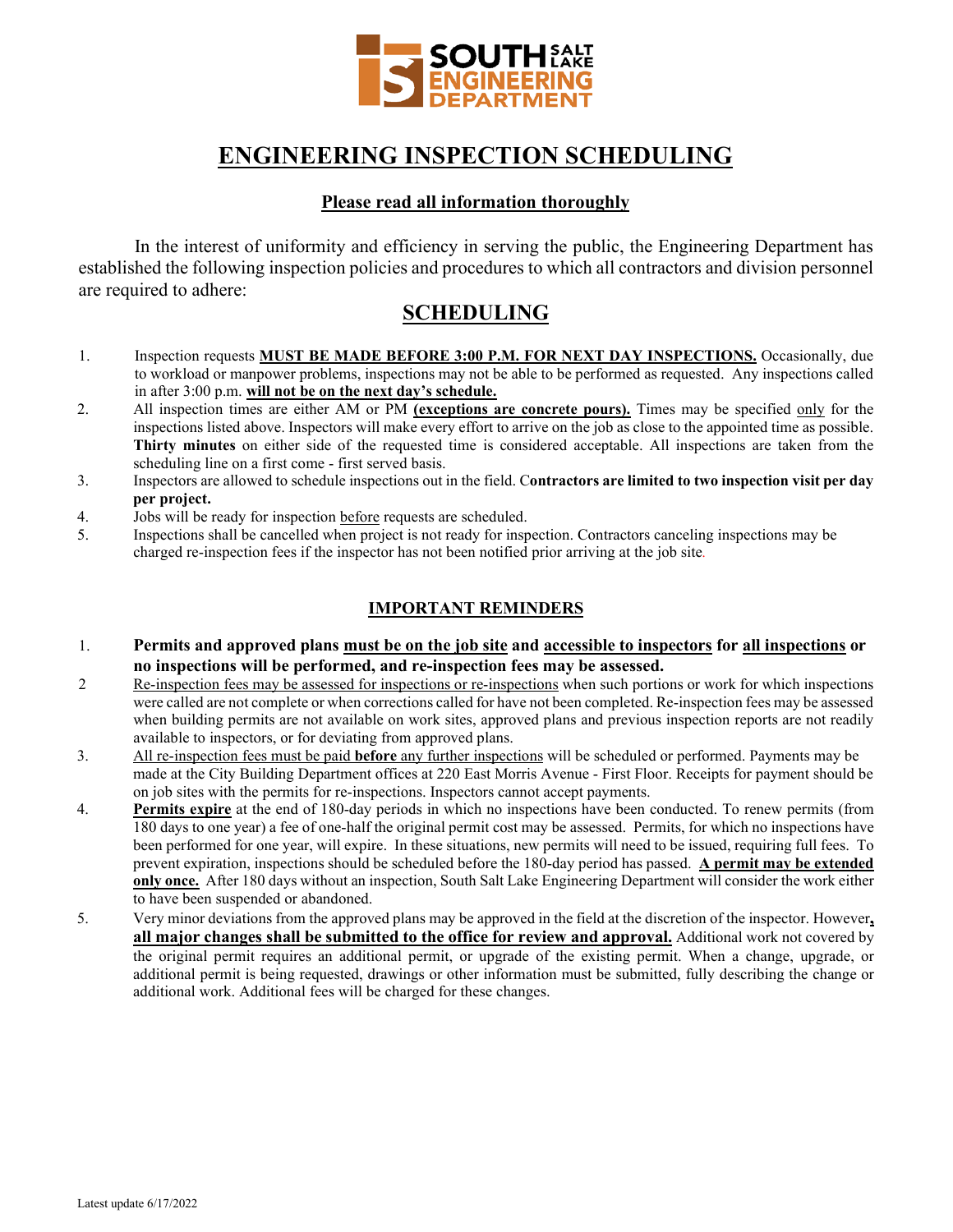SOUTH SALT LAKE ENGINEERING DEPARTMENT

# ENGINEERING INSPECTION SCHEDULING

**Please read all information thoroughly**

In the interest of uniformity and efficiency in serving the public, the Engineering Department has established the following inspection policies and procedures to which all contractors and division personnel are required to adhere:

## SCHEDULING

1. Inspection requests **MUST BE MADE BEFORE 3:00 P.M. FOR NEXT DAY INSPECTIONS.** Occasionally, due to workload or manpower problems, inspections may not be able to be performed as requested. Any inspections called in after 3:00 p.m. **will not be on the next day's schedule.**
2. All inspection times are either AM or PM **(exceptions are concrete pours).** Times may be specified only for the inspections listed above. Inspectors will make every effort to arrive on the job as close to the appointed time as possible. **Thirty minutes** on either side of the requested time is considered acceptable. All inspections are taken from the scheduling line on a first come - first served basis.
3. Inspectors are allowed to schedule inspections out in the field. C**ontractors are limited to two inspection visit per day per project.**
4. Jobs will be ready for inspection before requests are scheduled.
5. Inspections shall be cancelled when project is not ready for inspection. Contractors canceling inspections may be charged re-inspection fees if the inspector has not been notified prior arriving at the job site.

### IMPORTANT REMINDERS

1. **Permits and approved plans must be on the job site and accessible to inspectors for all inspections or no inspections will be performed, and re-inspection fees may be assessed.**
2. Re-inspection fees may be assessed for inspections or re-inspections when such portions or work for which inspections were called are not complete or when corrections called for have not been completed. Re-inspection fees may be assessed when building permits are not available on work sites, approved plans and previous inspection reports are not readily available to inspectors, or for deviating from approved plans.
3. All re-inspection fees must be paid **before** any further inspections will be scheduled or performed. Payments may be made at the City Building Department offices at 220 East Morris Avenue - First Floor. Receipts for payment should be on job sites with the permits for re-inspections. Inspectors cannot accept payments.
4. **Permits expire** at the end of 180-day periods in which no inspections have been conducted. To renew permits (from 180 days to one year) a fee of one-half the original permit cost may be assessed. Permits, for which no inspections have been performed for one year, will expire. In these situations, new permits will need to be issued, requiring full fees. To prevent expiration, inspections should be scheduled before the 180-day period has passed. **A permit may be extended only once.** After 180 days without an inspection, South Salt Lake Engineering Department will consider the work either to have been suspended or abandoned.
5. Very minor deviations from the approved plans may be approved in the field at the discretion of the inspector. However, **all major changes shall be submitted to the office for review and approval.** Additional work not covered by the original permit requires an additional permit, or upgrade of the existing permit. When a change, upgrade, or additional permit is being requested, drawings or other information must be submitted, fully describing the change or additional work. Additional fees will be charged for these changes.

Latest update 6/17/2022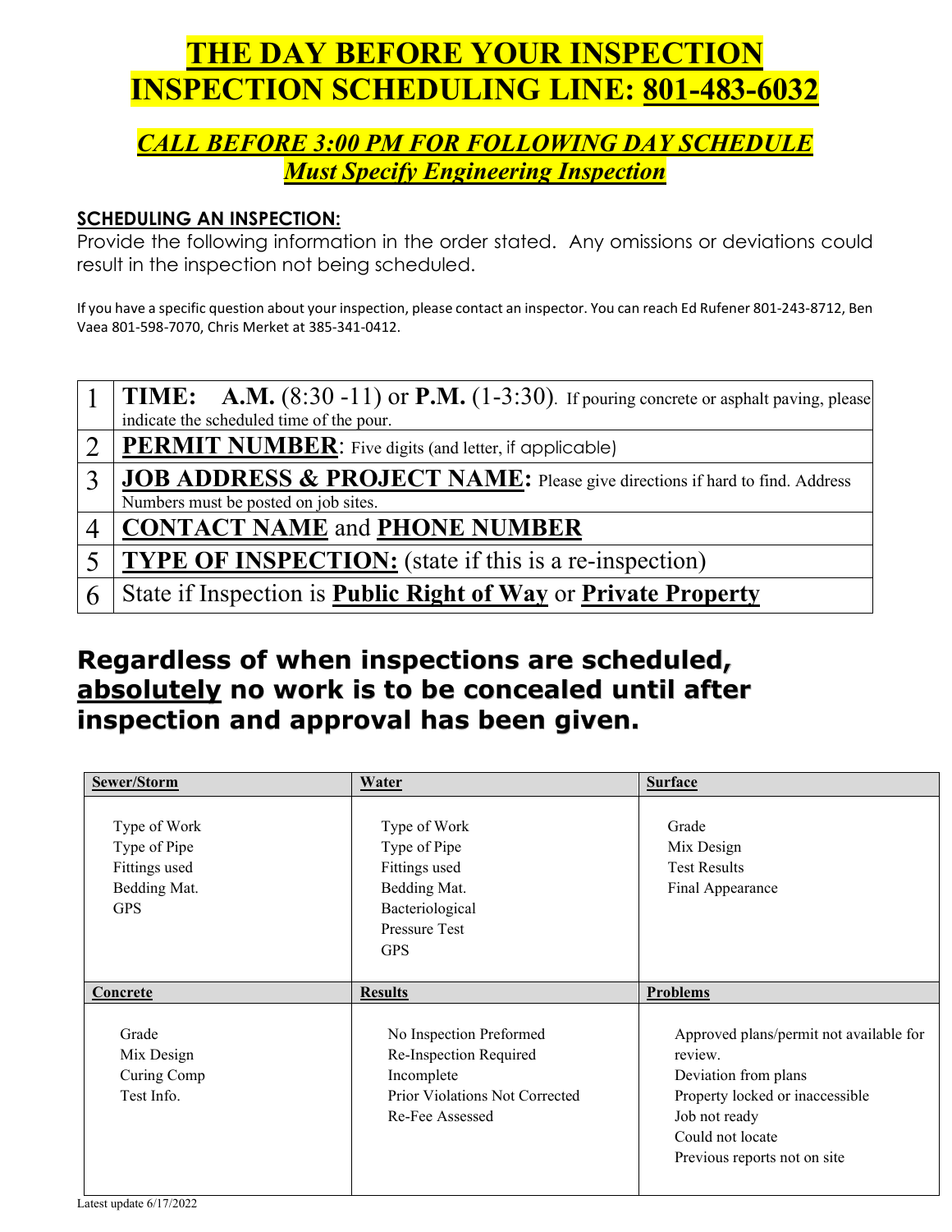# THE DAY BEFORE YOUR INSPECTION
# INSPECTION SCHEDULING LINE: 801-483-6032

## *CALL BEFORE 3:00 PM FOR FOLLOWING DAY SCHEDULE*
## *Must Specify Engineering Inspection*

**SCHEDULING AN INSPECTION:**

Provide the following information in the order stated. Any omissions or deviations could result in the inspection not being scheduled.

If you have a specific question about your inspection, please contact an inspector. You can reach Ed Rufener 801-243-8712, Ben Vaea 801-598-7070, Chris Merket at 385-341-0412.

| | |
|---|---|
| 1 | **TIME: A.M.** (8:30 -11) or **P.M.** (1-3:30). If pouring concrete or asphalt paving, please indicate the scheduled time of the pour. |
| 2 | **PERMIT NUMBER**: Five digits (and letter, if applicable) |
| 3 | **JOB ADDRESS & PROJECT NAME:** Please give directions if hard to find. Address Numbers must be posted on job sites. |
| 4 | **CONTACT NAME** and **PHONE NUMBER** |
| 5 | **TYPE OF INSPECTION:** (state if this is a re-inspection) |
| 6 | State if Inspection is **Public Right of Way** or **Private Property** |

## Regardless of when inspections are scheduled, absolutely no work is to be concealed until after inspection and approval has been given.

| Sewer/Storm | Water | Surface |
|---|---|---|
| Type of Work<br>Type of Pipe<br>Fittings used<br>Bedding Mat.<br>GPS | Type of Work<br>Type of Pipe<br>Fittings used<br>Bedding Mat.<br>Bacteriological<br>Pressure Test<br>GPS | Grade<br>Mix Design<br>Test Results<br>Final Appearance |
| **Concrete** | **Results** | **Problems** |
| Grade<br>Mix Design<br>Curing Comp<br>Test Info. | No Inspection Preformed<br>Re-Inspection Required<br>Incomplete<br>Prior Violations Not Corrected<br>Re-Fee Assessed | Approved plans/permit not available for review.<br>Deviation from plans<br>Property locked or inaccessible<br>Job not ready<br>Could not locate<br>Previous reports not on site |

Latest update 6/17/2022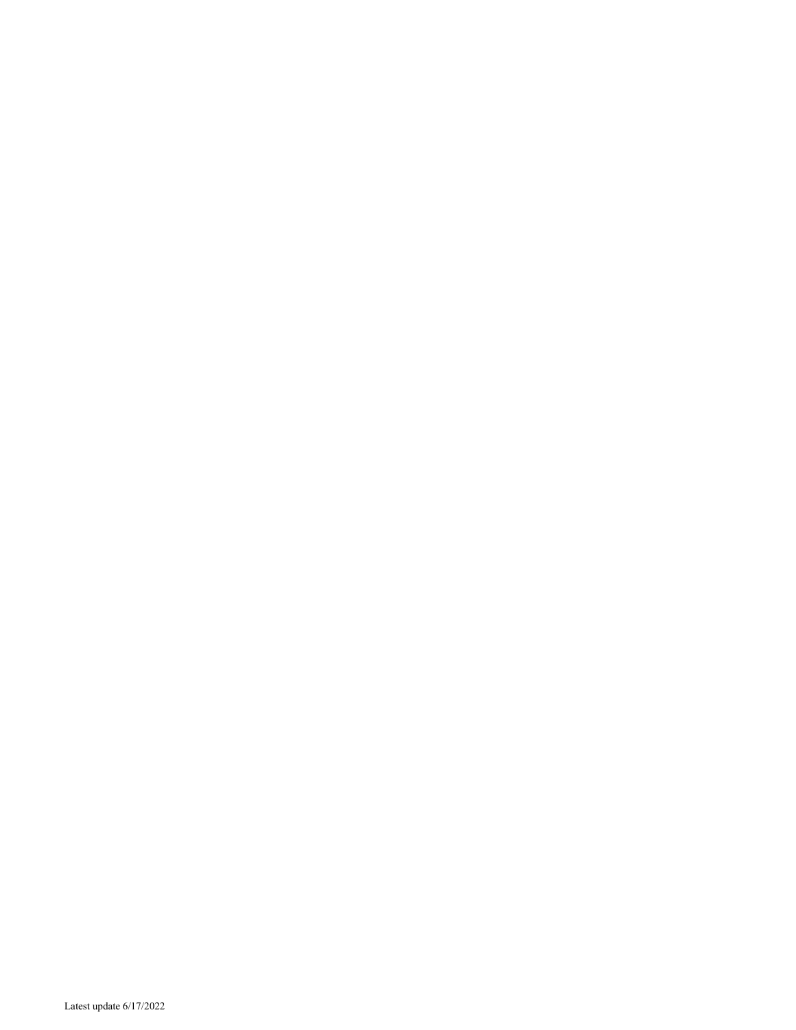Latest update 6/17/2022